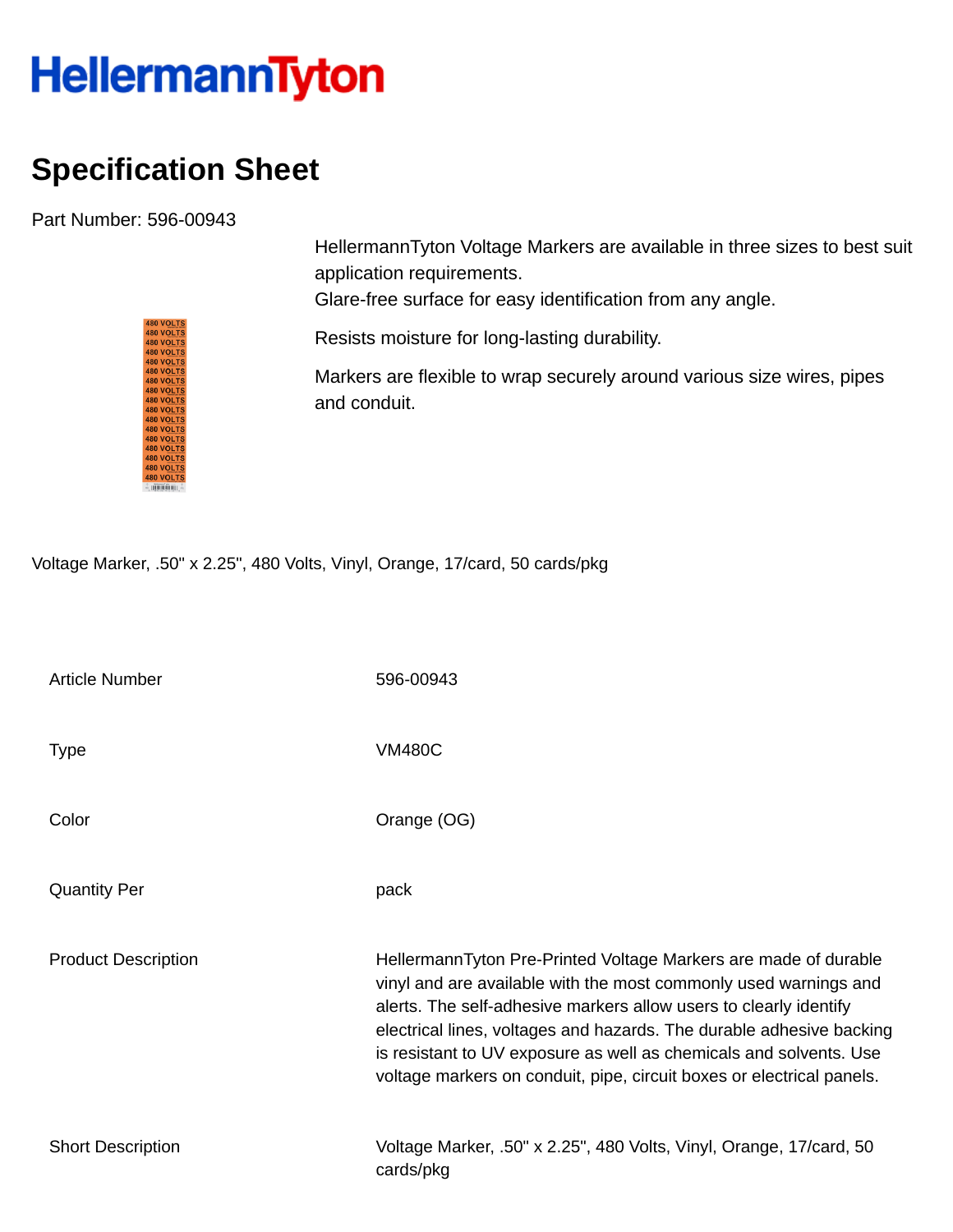HellermannTyton

# Specification Sheet

Part Number: 596-00943

HellermannTyton Voltage Markers are available in three sizes to best suit application requirements.
Glare-free surface for easy identification from any angle.

Resists moisture for long-lasting durability.

Markers are flexible to wrap securely around various size wires, pipes and conduit.

Voltage Marker, .50" x 2.25", 480 Volts, Vinyl, Orange, 17/card, 50 cards/pkg

| | |
|---|---|
| Article Number | 596-00943 |
| Type | VM480C |
| Color | Orange (OG) |
| Quantity Per | pack |
| Product Description | HellermannTyton Pre-Printed Voltage Markers are made of durable vinyl and are available with the most commonly used warnings and alerts. The self-adhesive markers allow users to clearly identify electrical lines, voltages and hazards. The durable adhesive backing is resistant to UV exposure as well as chemicals and solvents. Use voltage markers on conduit, pipe, circuit boxes or electrical panels. |
| Short Description | Voltage Marker, .50" x 2.25", 480 Volts, Vinyl, Orange, 17/card, 50 cards/pkg |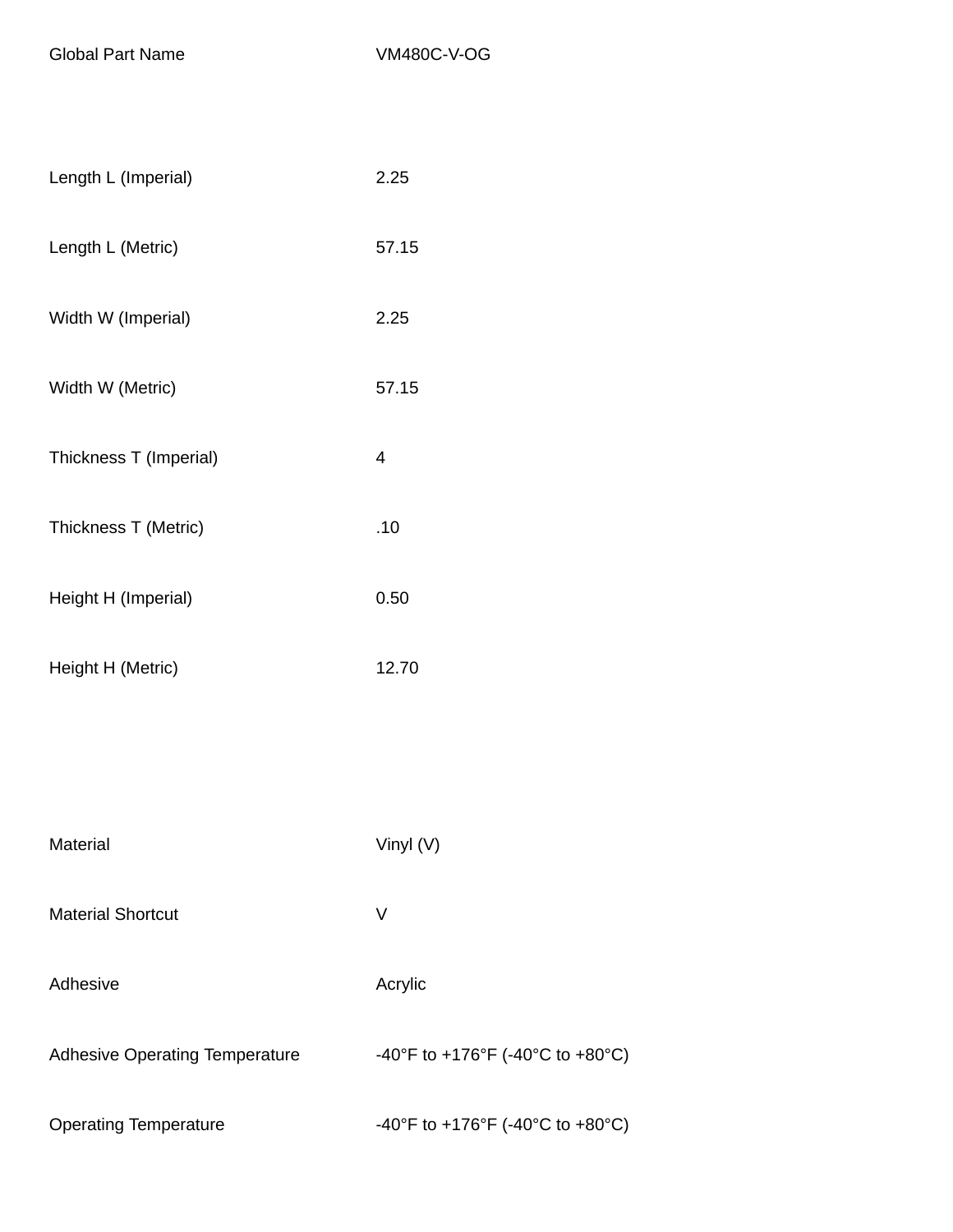| | |
|---|---|
| Global Part Name | VM480C-V-OG |
| Length L (Imperial) | 2.25 |
| Length L (Metric) | 57.15 |
| Width W (Imperial) | 2.25 |
| Width W (Metric) | 57.15 |
| Thickness T (Imperial) | 4 |
| Thickness T (Metric) | .10 |
| Height H (Imperial) | 0.50 |
| Height H (Metric) | 12.70 |
| Material | Vinyl (V) |
| Material Shortcut | V |
| Adhesive | Acrylic |
| Adhesive Operating Temperature | -40°F to +176°F (-40°C to +80°C) |
| Operating Temperature | -40°F to +176°F (-40°C to +80°C) |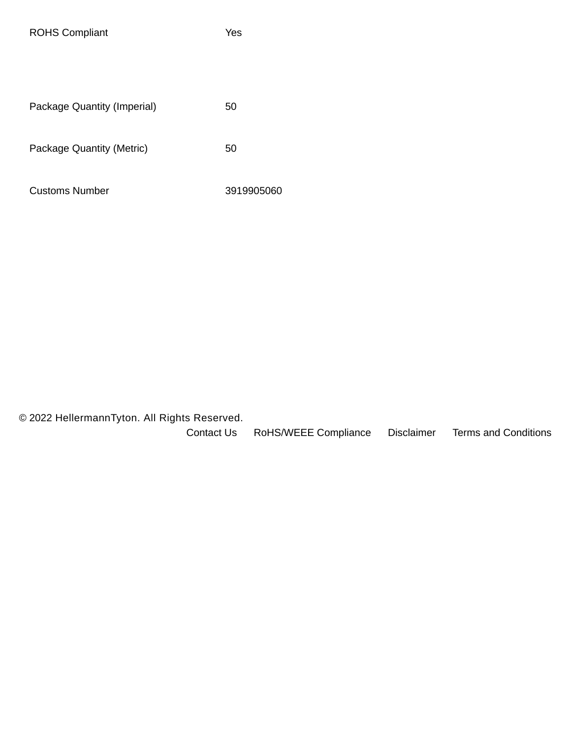| | |
|---|---|
| ROHS Compliant | Yes |
| Package Quantity (Imperial) | 50 |
| Package Quantity (Metric) | 50 |
| Customs Number | 3919905060 |

© 2022 HellermannTyton. All Rights Reserved.

Contact Us RoHS/WEEE Compliance Disclaimer Terms and Conditions